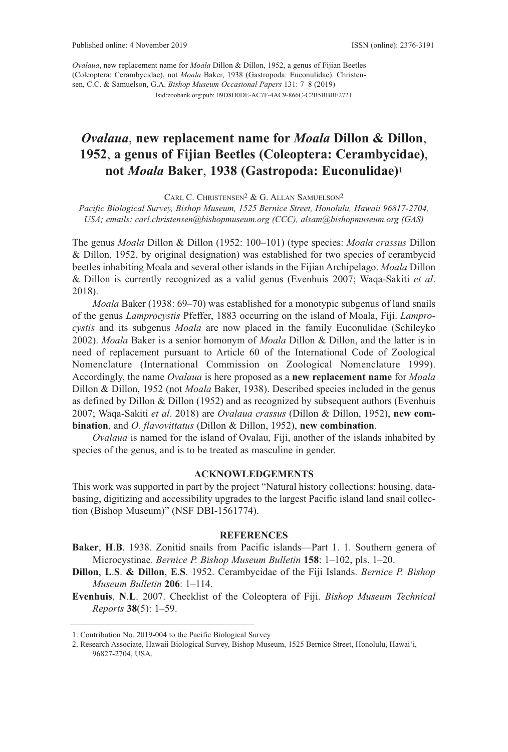Published online: 4 November 2019 ISSN (online): 2376-3191

*Ovalaua*, new replacement name for *Moala* Dillon & Dillon, 1952, a genus of Fijian Beetles (Coleoptera: Cerambycidae), not *Moala* Baker, 1938 (Gastropoda: Euconulidae). Christensen, C.C. & Samuelson, G.A. *Bishop Museum Occasional Papers* 131: 7–8 (2019)

lsid:zoobank.org:pub: 09D8D0DE-AC7F-4AC9-866C-C2B5BBBF2721

# *Ovalaua*, new replacement name for *Moala* Dillon & Dillon, 1952, a genus of Fijian Beetles (Coleoptera: Cerambycidae), not *Moala* Baker, 1938 (Gastropoda: Euconulidae)[1]

Carl C. Christensen[2] & G. Allan Samuelson[2]

*Pacific Biological Survey, Bishop Museum, 1525 Bernice Street, Honolulu, Hawaii 96817-2704, USA; emails: carl.christensen@bishopmuseum.org (CCC), alsam@bishopmuseum.org (GAS)*

The genus *Moala* Dillon & Dillon (1952: 100–101) (type species: *Moala crassus* Dillon & Dillon, 1952, by original designation) was established for two species of cerambycid beetles inhabiting Moala and several other islands in the Fijian Archipelago. *Moala* Dillon & Dillon is currently recognized as a valid genus (Evenhuis 2007; Waqa-Sakiti *et al*. 2018).

*Moala* Baker (1938: 69–70) was established for a monotypic subgenus of land snails of the genus *Lamprocystis* Pfeffer, 1883 occurring on the island of Moala, Fiji. *Lamprocystis* and its subgenus *Moala* are now placed in the family Euconulidae (Schileyko 2002). *Moala* Baker is a senior homonym of *Moala* Dillon & Dillon, and the latter is in need of replacement pursuant to Article 60 of the International Code of Zoological Nomenclature (International Commission on Zoological Nomenclature 1999). Accordingly, the name *Ovalaua* is here proposed as a **new replacement name** for *Moala* Dillon & Dillon, 1952 (not *Moala* Baker, 1938). Described species included in the genus as defined by Dillon & Dillon (1952) and as recognized by subsequent authors (Evenhuis 2007; Waqa-Sakiti *et al*. 2018) are *Ovalaua crassus* (Dillon & Dillon, 1952), **new combination**, and *O. flavovittatus* (Dillon & Dillon, 1952), **new combination**.

*Ovalaua* is named for the island of Ovalau, Fiji, another of the islands inhabited by species of the genus, and is to be treated as masculine in gender.

## ACKNOWLEDGEMENTS

This work was supported in part by the project "Natural history collections: housing, databasing, digitizing and accessibility upgrades to the largest Pacific island land snail collection (Bishop Museum)" (NSF DBI-1561774).

## REFERENCES

**Baker**, **H**.**B**. 1938. Zonitid snails from Pacific islands—Part 1. 1. Southern genera of Microcystinae. *Bernice P. Bishop Museum Bulletin* **158**: 1–102, pls. 1–20.

**Dillon**, **L**.**S**. **& Dillon**, **E**.**S**. 1952. Cerambycidae of the Fiji Islands. *Bernice P. Bishop Museum Bulletin* **206**: 1–114.

**Evenhuis**, **N**.**L**. 2007. Checklist of the Coleoptera of Fiji. *Bishop Museum Technical Reports* **38**(5): 1–59.

---

1. Contribution No. 2019-004 to the Pacific Biological Survey
2. Research Associate, Hawaii Biological Survey, Bishop Museum, 1525 Bernice Street, Honolulu, Hawai'i, 96827-2704, USA.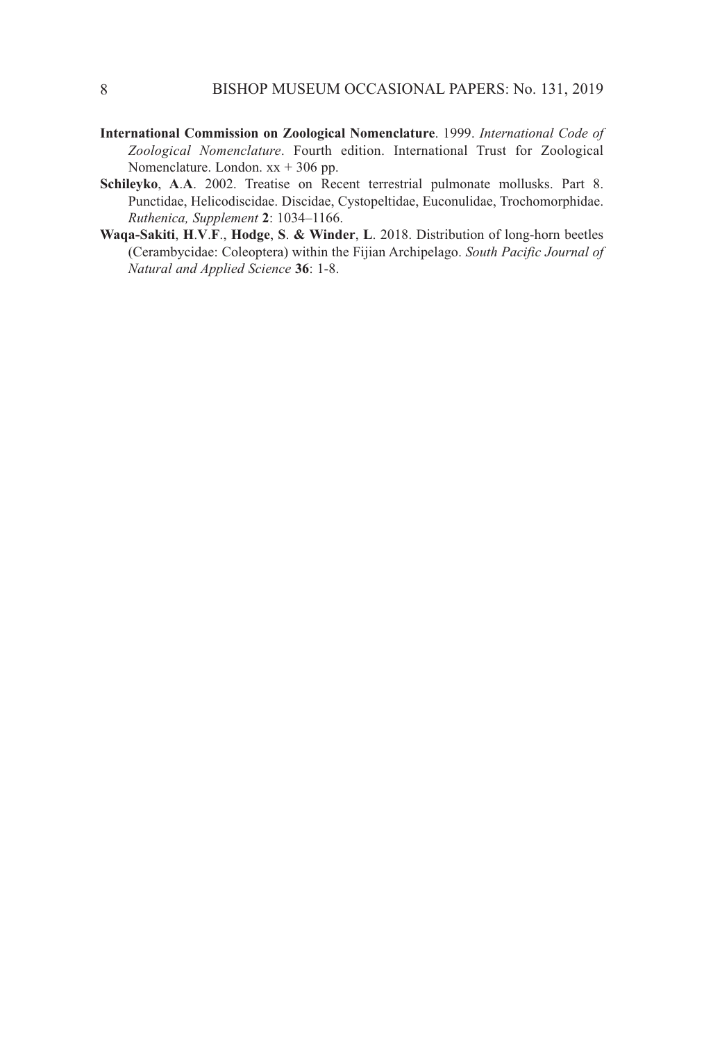**International Commission on Zoological Nomenclature**. 1999. *International Code of Zoological Nomenclature*. Fourth edition. International Trust for Zoological Nomenclature. London. xx + 306 pp.

**Schileyko**, **A**.**A**. 2002. Treatise on Recent terrestrial pulmonate mollusks. Part 8. Punctidae, Helicodiscidae. Discidae, Cystopeltidae, Euconulidae, Trochomorphidae. *Ruthenica, Supplement* **2**: 1034–1166.

**Waqa-Sakiti**, **H**.**V**.**F**., **Hodge**, **S**. **& Winder**, **L**. 2018. Distribution of long-horn beetles (Cerambycidae: Coleoptera) within the Fijian Archipelago. *South Pacific Journal of Natural and Applied Science* **36**: 1-8.